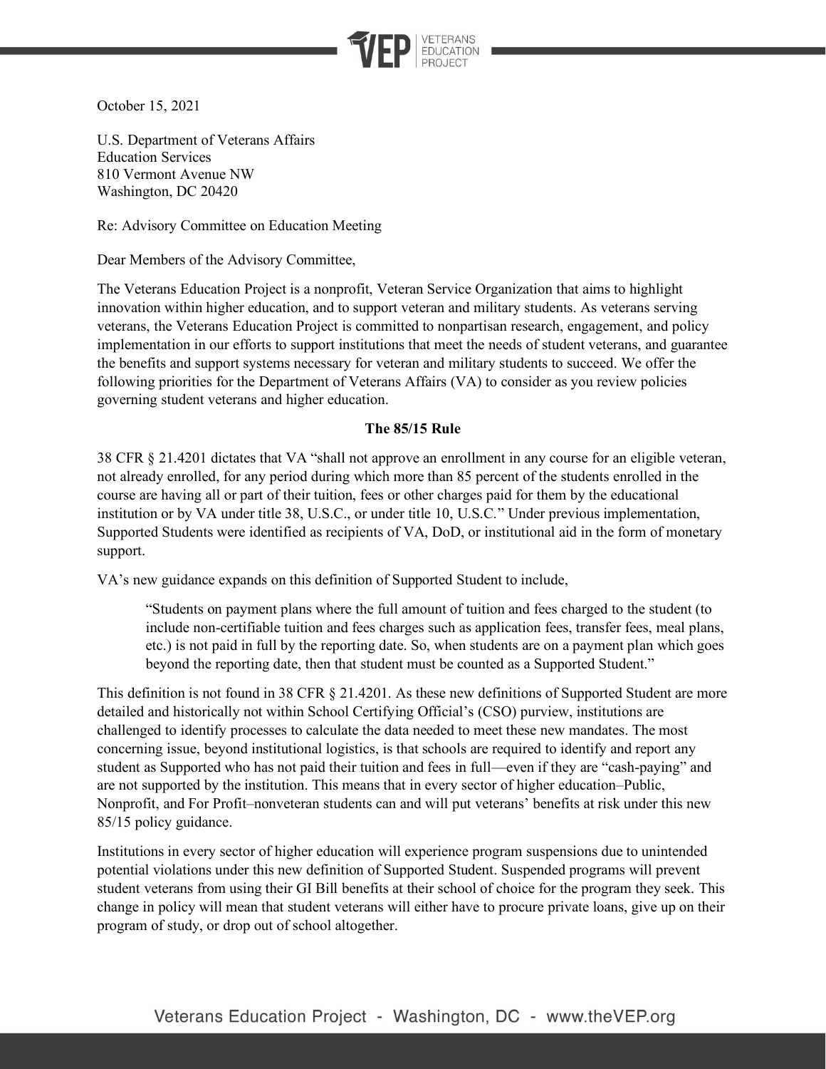October 15, 2021

U.S. Department of Veterans Affairs
Education Services
810 Vermont Avenue NW
Washington, DC 20420

Re: Advisory Committee on Education Meeting

Dear Members of the Advisory Committee,

The Veterans Education Project is a nonprofit, Veteran Service Organization that aims to highlight innovation within higher education, and to support veteran and military students. As veterans serving veterans, the Veterans Education Project is committed to nonpartisan research, engagement, and policy implementation in our efforts to support institutions that meet the needs of student veterans, and guarantee the benefits and support systems necessary for veteran and military students to succeed. We offer the following priorities for the Department of Veterans Affairs (VA) to consider as you review policies governing student veterans and higher education.

**The 85/15 Rule**

38 CFR § 21.4201 dictates that VA "shall not approve an enrollment in any course for an eligible veteran, not already enrolled, for any period during which more than 85 percent of the students enrolled in the course are having all or part of their tuition, fees or other charges paid for them by the educational institution or by VA under title 38, U.S.C., or under title 10, U.S.C." Under previous implementation, Supported Students were identified as recipients of VA, DoD, or institutional aid in the form of monetary support.

VA's new guidance expands on this definition of Supported Student to include,

> "Students on payment plans where the full amount of tuition and fees charged to the student (to include non-certifiable tuition and fees charges such as application fees, transfer fees, meal plans, etc.) is not paid in full by the reporting date. So, when students are on a payment plan which goes beyond the reporting date, then that student must be counted as a Supported Student."

This definition is not found in 38 CFR § 21.4201. As these new definitions of Supported Student are more detailed and historically not within School Certifying Official's (CSO) purview, institutions are challenged to identify processes to calculate the data needed to meet these new mandates. The most concerning issue, beyond institutional logistics, is that schools are required to identify and report any student as Supported who has not paid their tuition and fees in full—even if they are "cash-paying" and are not supported by the institution. This means that in every sector of higher education–Public, Nonprofit, and For Profit–nonveteran students can and will put veterans' benefits at risk under this new 85/15 policy guidance.

Institutions in every sector of higher education will experience program suspensions due to unintended potential violations under this new definition of Supported Student. Suspended programs will prevent student veterans from using their GI Bill benefits at their school of choice for the program they seek. This change in policy will mean that student veterans will either have to procure private loans, give up on their program of study, or drop out of school altogether.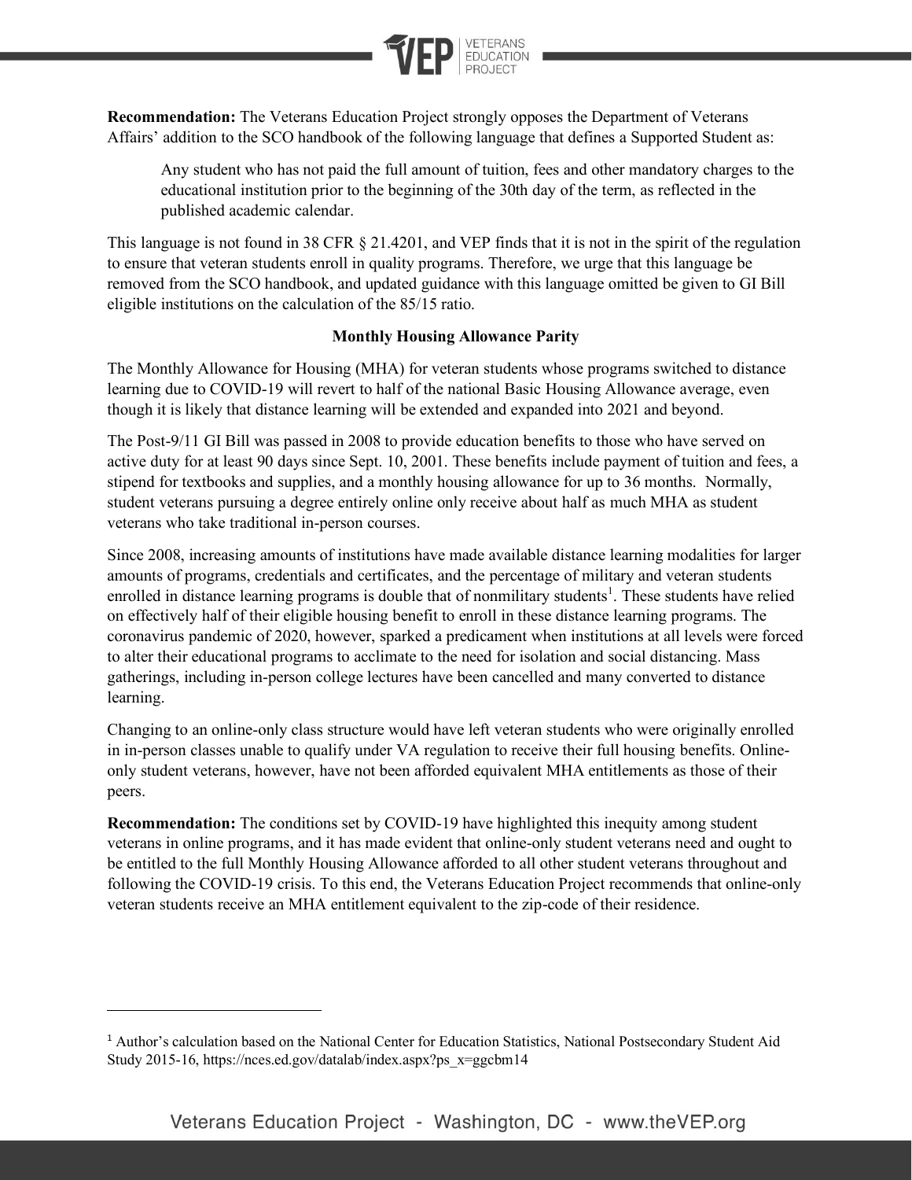**Recommendation:** The Veterans Education Project strongly opposes the Department of Veterans Affairs' addition to the SCO handbook of the following language that defines a Supported Student as:

> Any student who has not paid the full amount of tuition, fees and other mandatory charges to the educational institution prior to the beginning of the 30th day of the term, as reflected in the published academic calendar.

This language is not found in 38 CFR § 21.4201, and VEP finds that it is not in the spirit of the regulation to ensure that veteran students enroll in quality programs. Therefore, we urge that this language be removed from the SCO handbook, and updated guidance with this language omitted be given to GI Bill eligible institutions on the calculation of the 85/15 ratio.

**Monthly Housing Allowance Parity**

The Monthly Allowance for Housing (MHA) for veteran students whose programs switched to distance learning due to COVID-19 will revert to half of the national Basic Housing Allowance average, even though it is likely that distance learning will be extended and expanded into 2021 and beyond.

The Post-9/11 GI Bill was passed in 2008 to provide education benefits to those who have served on active duty for at least 90 days since Sept. 10, 2001. These benefits include payment of tuition and fees, a stipend for textbooks and supplies, and a monthly housing allowance for up to 36 months. Normally, student veterans pursuing a degree entirely online only receive about half as much MHA as student veterans who take traditional in-person courses.

Since 2008, increasing amounts of institutions have made available distance learning modalities for larger amounts of programs, credentials and certificates, and the percentage of military and veteran students enrolled in distance learning programs is double that of nonmilitary students[1]. These students have relied on effectively half of their eligible housing benefit to enroll in these distance learning programs. The coronavirus pandemic of 2020, however, sparked a predicament when institutions at all levels were forced to alter their educational programs to acclimate to the need for isolation and social distancing. Mass gatherings, including in-person college lectures have been cancelled and many converted to distance learning.

Changing to an online-only class structure would have left veteran students who were originally enrolled in in-person classes unable to qualify under VA regulation to receive their full housing benefits. Online-only student veterans, however, have not been afforded equivalent MHA entitlements as those of their peers.

**Recommendation:** The conditions set by COVID-19 have highlighted this inequity among student veterans in online programs, and it has made evident that online-only student veterans need and ought to be entitled to the full Monthly Housing Allowance afforded to all other student veterans throughout and following the COVID-19 crisis. To this end, the Veterans Education Project recommends that online-only veteran students receive an MHA entitlement equivalent to the zip-code of their residence.

---

[1] Author's calculation based on the National Center for Education Statistics, National Postsecondary Student Aid Study 2015-16, https://nces.ed.gov/datalab/index.aspx?ps_x=ggcbm14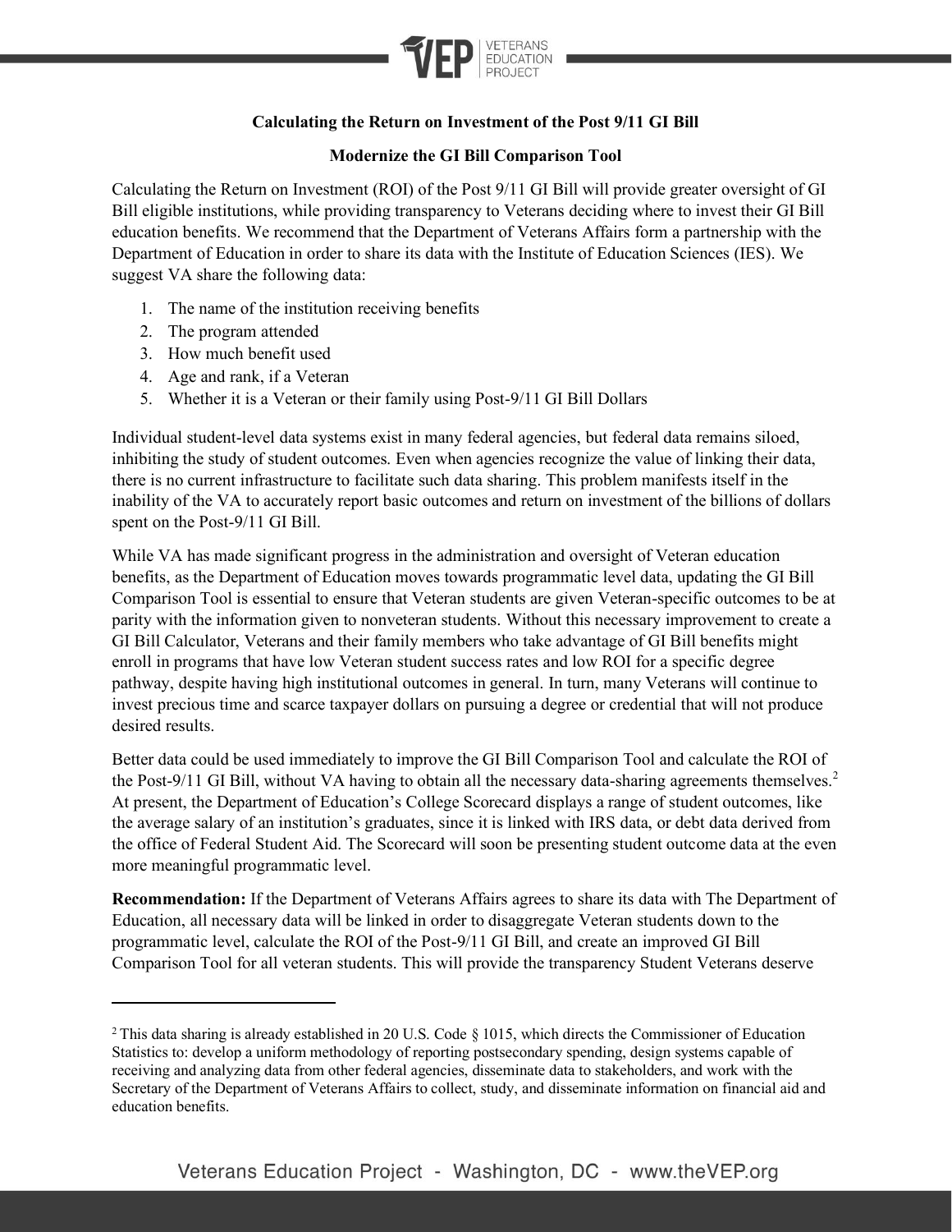**Calculating the Return on Investment of the Post 9/11 GI Bill**

**Modernize the GI Bill Comparison Tool**

Calculating the Return on Investment (ROI) of the Post 9/11 GI Bill will provide greater oversight of GI Bill eligible institutions, while providing transparency to Veterans deciding where to invest their GI Bill education benefits. We recommend that the Department of Veterans Affairs form a partnership with the Department of Education in order to share its data with the Institute of Education Sciences (IES). We suggest VA share the following data:

1. The name of the institution receiving benefits
2. The program attended
3. How much benefit used
4. Age and rank, if a Veteran
5. Whether it is a Veteran or their family using Post-9/11 GI Bill Dollars

Individual student-level data systems exist in many federal agencies, but federal data remains siloed, inhibiting the study of student outcomes. Even when agencies recognize the value of linking their data, there is no current infrastructure to facilitate such data sharing. This problem manifests itself in the inability of the VA to accurately report basic outcomes and return on investment of the billions of dollars spent on the Post-9/11 GI Bill.

While VA has made significant progress in the administration and oversight of Veteran education benefits, as the Department of Education moves towards programmatic level data, updating the GI Bill Comparison Tool is essential to ensure that Veteran students are given Veteran-specific outcomes to be at parity with the information given to nonveteran students. Without this necessary improvement to create a GI Bill Calculator, Veterans and their family members who take advantage of GI Bill benefits might enroll in programs that have low Veteran student success rates and low ROI for a specific degree pathway, despite having high institutional outcomes in general. In turn, many Veterans will continue to invest precious time and scarce taxpayer dollars on pursuing a degree or credential that will not produce desired results.

Better data could be used immediately to improve the GI Bill Comparison Tool and calculate the ROI of the Post-9/11 GI Bill, without VA having to obtain all the necessary data-sharing agreements themselves.[2] At present, the Department of Education's College Scorecard displays a range of student outcomes, like the average salary of an institution's graduates, since it is linked with IRS data, or debt data derived from the office of Federal Student Aid. The Scorecard will soon be presenting student outcome data at the even more meaningful programmatic level.

**Recommendation:** If the Department of Veterans Affairs agrees to share its data with The Department of Education, all necessary data will be linked in order to disaggregate Veteran students down to the programmatic level, calculate the ROI of the Post-9/11 GI Bill, and create an improved GI Bill Comparison Tool for all veteran students. This will provide the transparency Student Veterans deserve

---

[2] This data sharing is already established in 20 U.S. Code § 1015, which directs the Commissioner of Education Statistics to: develop a uniform methodology of reporting postsecondary spending, design systems capable of receiving and analyzing data from other federal agencies, disseminate data to stakeholders, and work with the Secretary of the Department of Veterans Affairs to collect, study, and disseminate information on financial aid and education benefits.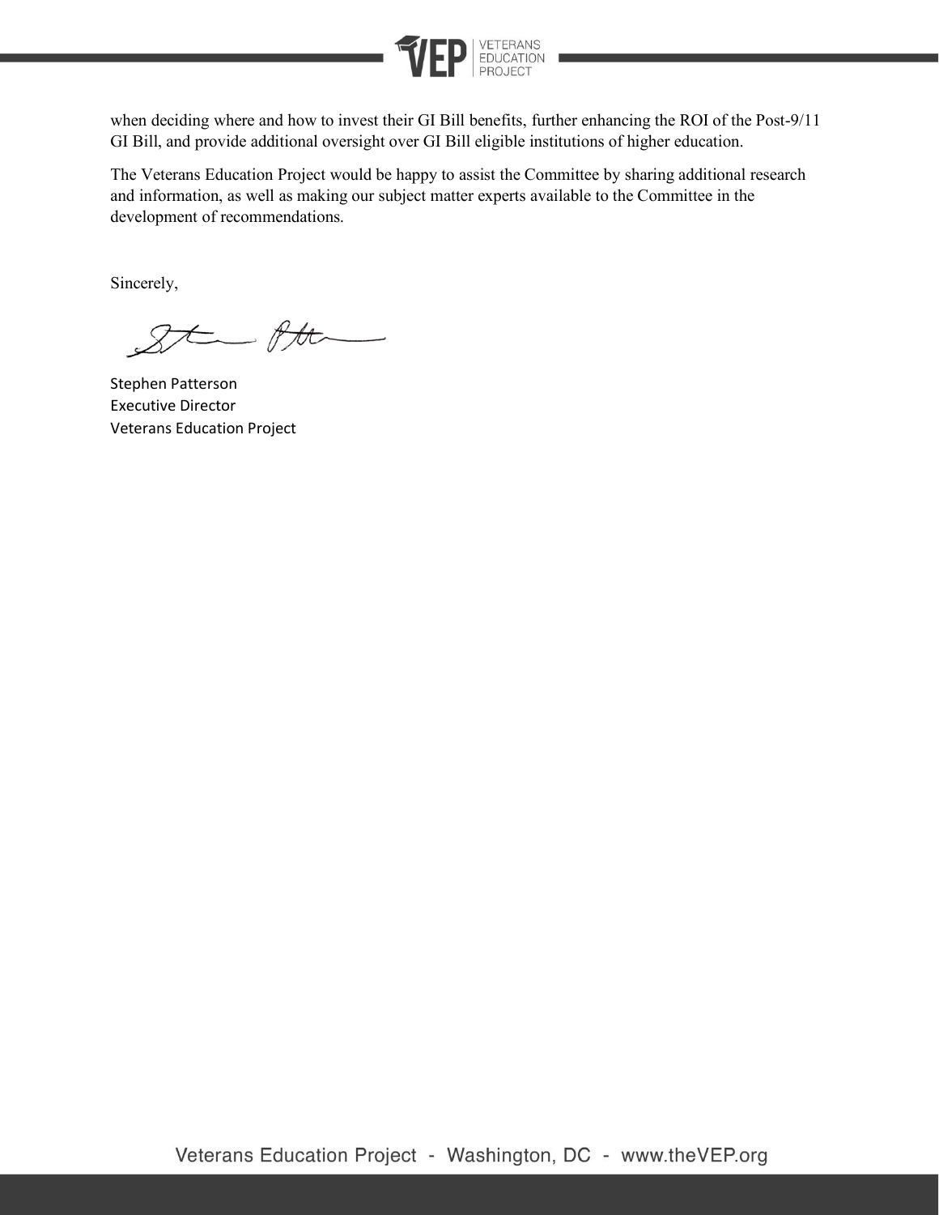when deciding where and how to invest their GI Bill benefits, further enhancing the ROI of the Post-9/11 GI Bill, and provide additional oversight over GI Bill eligible institutions of higher education.

The Veterans Education Project would be happy to assist the Committee by sharing additional research and information, as well as making our subject matter experts available to the Committee in the development of recommendations.

Sincerely,

Stephen Patterson
Executive Director
Veterans Education Project